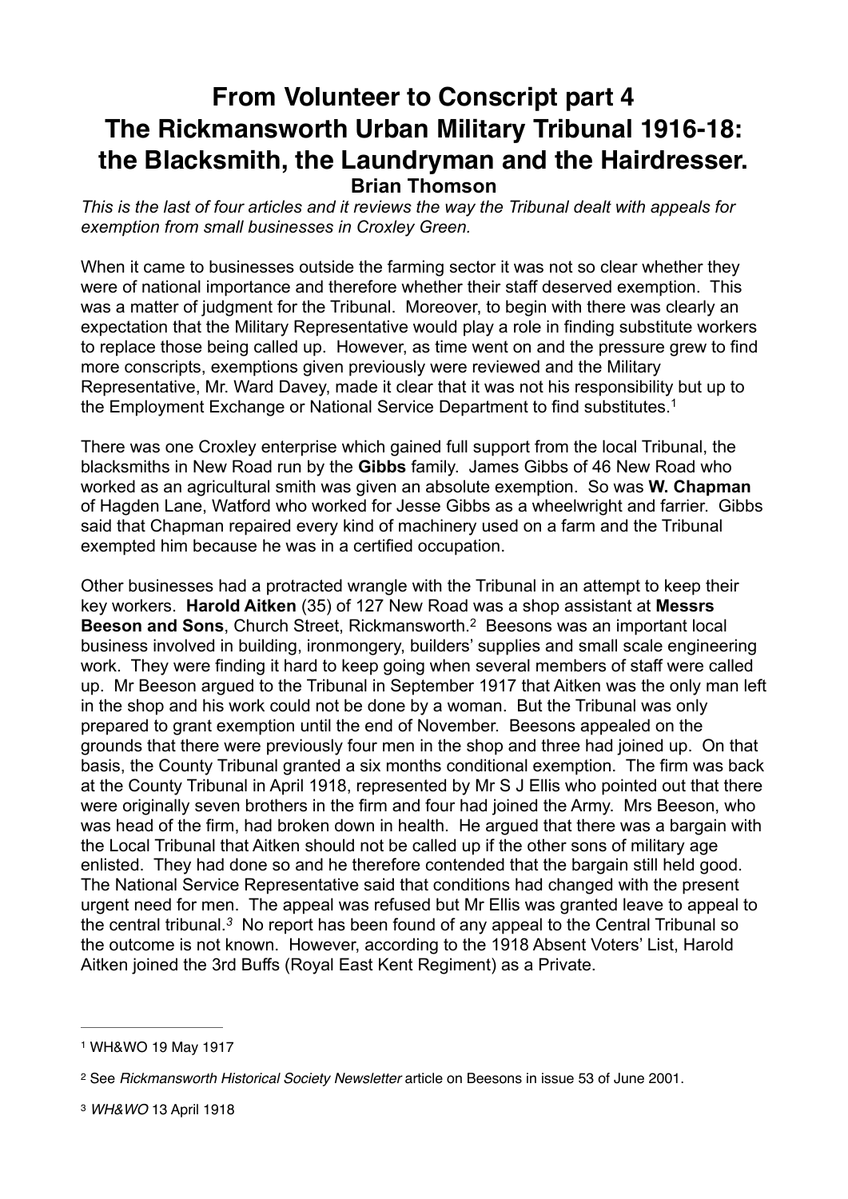# From Volunteer to Conscript part 4
# The Rickmansworth Urban Military Tribunal 1916-18: the Blacksmith, the Laundryman and the Hairdresser.

### Brian Thomson

*This is the last of four articles and it reviews the way the Tribunal dealt with appeals for exemption from small businesses in Croxley Green.*

When it came to businesses outside the farming sector it was not so clear whether they were of national importance and therefore whether their staff deserved exemption. This was a matter of judgment for the Tribunal. Moreover, to begin with there was clearly an expectation that the Military Representative would play a role in finding substitute workers to replace those being called up. However, as time went on and the pressure grew to find more conscripts, exemptions given previously were reviewed and the Military Representative, Mr. Ward Davey, made it clear that it was not his responsibility but up to the Employment Exchange or National Service Department to find substitutes.[1]

There was one Croxley enterprise which gained full support from the local Tribunal, the blacksmiths in New Road run by the **Gibbs** family. James Gibbs of 46 New Road who worked as an agricultural smith was given an absolute exemption. So was **W. Chapman** of Hagden Lane, Watford who worked for Jesse Gibbs as a wheelwright and farrier. Gibbs said that Chapman repaired every kind of machinery used on a farm and the Tribunal exempted him because he was in a certified occupation.

Other businesses had a protracted wrangle with the Tribunal in an attempt to keep their key workers. **Harold Aitken** (35) of 127 New Road was a shop assistant at **Messrs Beeson and Sons**, Church Street, Rickmansworth.[2] Beesons was an important local business involved in building, ironmongery, builders' supplies and small scale engineering work. They were finding it hard to keep going when several members of staff were called up. Mr Beeson argued to the Tribunal in September 1917 that Aitken was the only man left in the shop and his work could not be done by a woman. But the Tribunal was only prepared to grant exemption until the end of November. Beesons appealed on the grounds that there were previously four men in the shop and three had joined up. On that basis, the County Tribunal granted a six months conditional exemption. The firm was back at the County Tribunal in April 1918, represented by Mr S J Ellis who pointed out that there were originally seven brothers in the firm and four had joined the Army. Mrs Beeson, who was head of the firm, had broken down in health. He argued that there was a bargain with the Local Tribunal that Aitken should not be called up if the other sons of military age enlisted. They had done so and he therefore contended that the bargain still held good. The National Service Representative said that conditions had changed with the present urgent need for men. The appeal was refused but Mr Ellis was granted leave to appeal to the central tribunal.[3] No report has been found of any appeal to the Central Tribunal so the outcome is not known. However, according to the 1918 Absent Voters' List, Harold Aitken joined the 3rd Buffs (Royal East Kent Regiment) as a Private.

---

[1] WH&WO 19 May 1917

[2] See *Rickmansworth Historical Society Newsletter* article on Beesons in issue 53 of June 2001.

[3] *WH&WO* 13 April 1918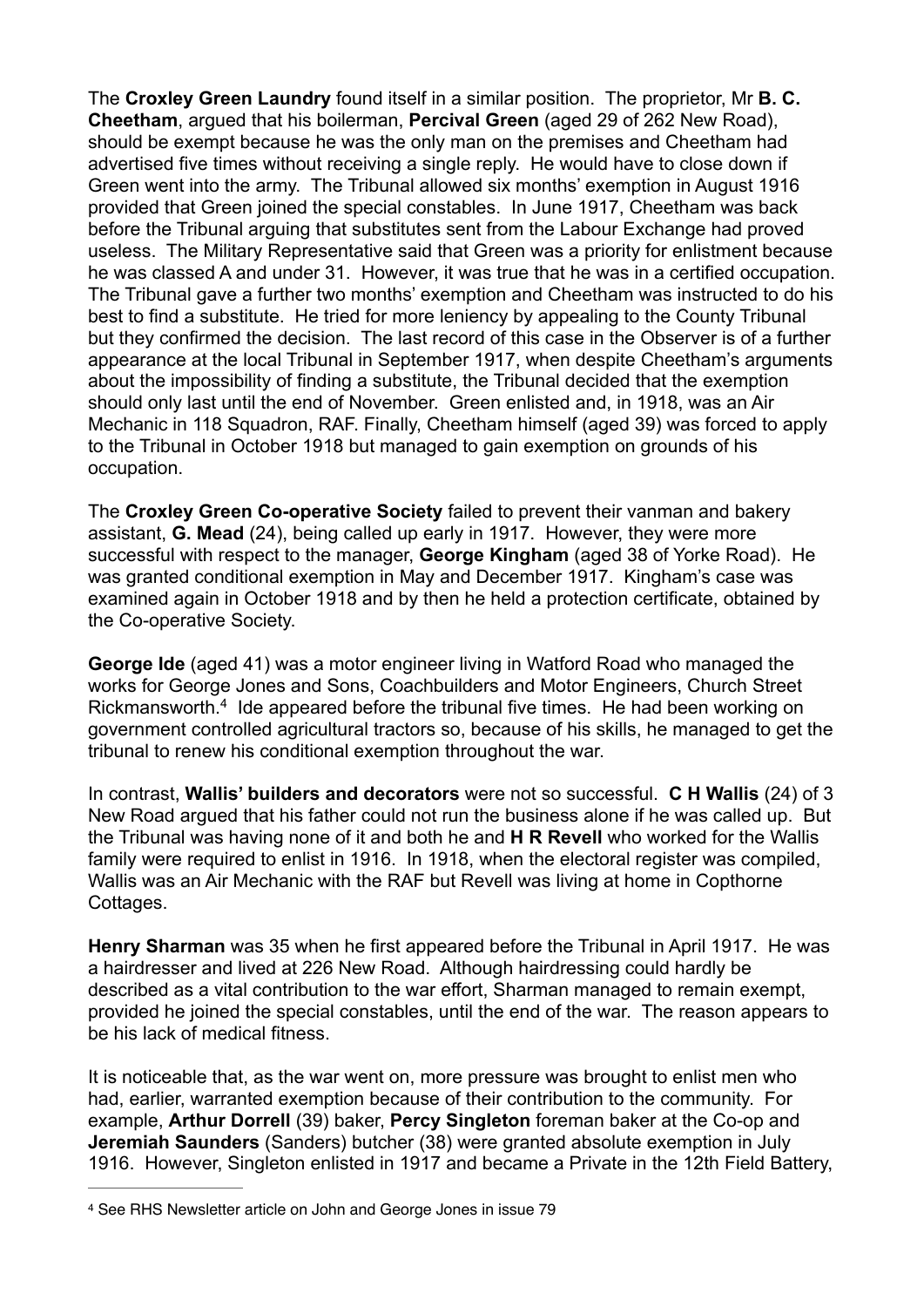The **Croxley Green Laundry** found itself in a similar position. The proprietor, Mr **B. C. Cheetham**, argued that his boilerman, **Percival Green** (aged 29 of 262 New Road), should be exempt because he was the only man on the premises and Cheetham had advertised five times without receiving a single reply. He would have to close down if Green went into the army. The Tribunal allowed six months' exemption in August 1916 provided that Green joined the special constables. In June 1917, Cheetham was back before the Tribunal arguing that substitutes sent from the Labour Exchange had proved useless. The Military Representative said that Green was a priority for enlistment because he was classed A and under 31. However, it was true that he was in a certified occupation. The Tribunal gave a further two months' exemption and Cheetham was instructed to do his best to find a substitute. He tried for more leniency by appealing to the County Tribunal but they confirmed the decision. The last record of this case in the Observer is of a further appearance at the local Tribunal in September 1917, when despite Cheetham's arguments about the impossibility of finding a substitute, the Tribunal decided that the exemption should only last until the end of November. Green enlisted and, in 1918, was an Air Mechanic in 118 Squadron, RAF. Finally, Cheetham himself (aged 39) was forced to apply to the Tribunal in October 1918 but managed to gain exemption on grounds of his occupation.

The **Croxley Green Co-operative Society** failed to prevent their vanman and bakery assistant, **G. Mead** (24), being called up early in 1917. However, they were more successful with respect to the manager, **George Kingham** (aged 38 of Yorke Road). He was granted conditional exemption in May and December 1917. Kingham's case was examined again in October 1918 and by then he held a protection certificate, obtained by the Co-operative Society.

**George Ide** (aged 41) was a motor engineer living in Watford Road who managed the works for George Jones and Sons, Coachbuilders and Motor Engineers, Church Street Rickmansworth.[4] Ide appeared before the tribunal five times. He had been working on government controlled agricultural tractors so, because of his skills, he managed to get the tribunal to renew his conditional exemption throughout the war.

In contrast, **Wallis' builders and decorators** were not so successful. **C H Wallis** (24) of 3 New Road argued that his father could not run the business alone if he was called up. But the Tribunal was having none of it and both he and **H R Revell** who worked for the Wallis family were required to enlist in 1916. In 1918, when the electoral register was compiled, Wallis was an Air Mechanic with the RAF but Revell was living at home in Copthorne Cottages.

**Henry Sharman** was 35 when he first appeared before the Tribunal in April 1917. He was a hairdresser and lived at 226 New Road. Although hairdressing could hardly be described as a vital contribution to the war effort, Sharman managed to remain exempt, provided he joined the special constables, until the end of the war. The reason appears to be his lack of medical fitness.

It is noticeable that, as the war went on, more pressure was brought to enlist men who had, earlier, warranted exemption because of their contribution to the community. For example, **Arthur Dorrell** (39) baker, **Percy Singleton** foreman baker at the Co-op and **Jeremiah Saunders** (Sanders) butcher (38) were granted absolute exemption in July 1916. However, Singleton enlisted in 1917 and became a Private in the 12th Field Battery,

---

[4] See RHS Newsletter article on John and George Jones in issue 79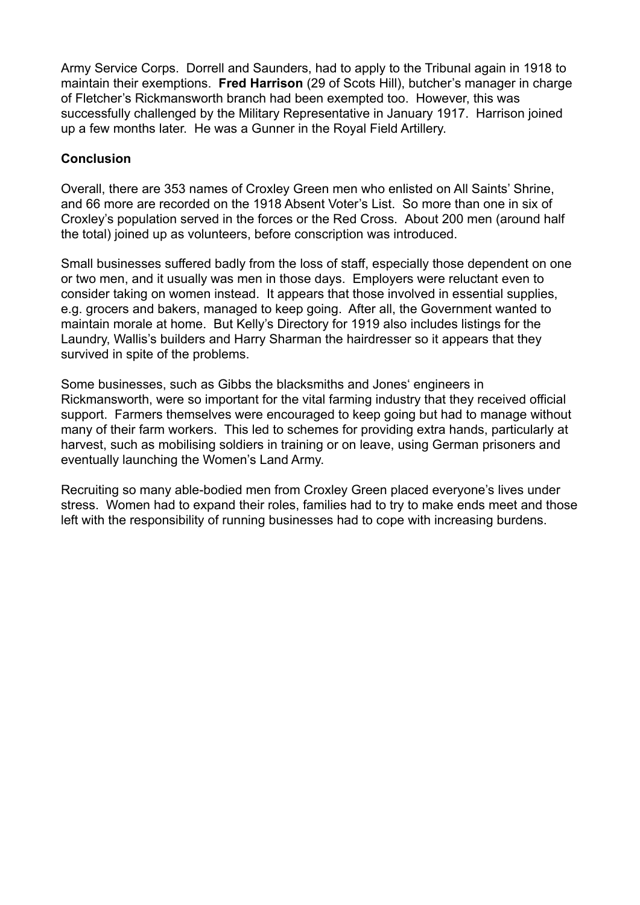Army Service Corps. Dorrell and Saunders, had to apply to the Tribunal again in 1918 to maintain their exemptions. **Fred Harrison** (29 of Scots Hill), butcher's manager in charge of Fletcher's Rickmansworth branch had been exempted too. However, this was successfully challenged by the Military Representative in January 1917. Harrison joined up a few months later. He was a Gunner in the Royal Field Artillery.

**Conclusion**

Overall, there are 353 names of Croxley Green men who enlisted on All Saints' Shrine, and 66 more are recorded on the 1918 Absent Voter's List. So more than one in six of Croxley's population served in the forces or the Red Cross. About 200 men (around half the total) joined up as volunteers, before conscription was introduced.

Small businesses suffered badly from the loss of staff, especially those dependent on one or two men, and it usually was men in those days. Employers were reluctant even to consider taking on women instead. It appears that those involved in essential supplies, e.g. grocers and bakers, managed to keep going. After all, the Government wanted to maintain morale at home. But Kelly's Directory for 1919 also includes listings for the Laundry, Wallis's builders and Harry Sharman the hairdresser so it appears that they survived in spite of the problems.

Some businesses, such as Gibbs the blacksmiths and Jones' engineers in Rickmansworth, were so important for the vital farming industry that they received official support. Farmers themselves were encouraged to keep going but had to manage without many of their farm workers. This led to schemes for providing extra hands, particularly at harvest, such as mobilising soldiers in training or on leave, using German prisoners and eventually launching the Women's Land Army.

Recruiting so many able-bodied men from Croxley Green placed everyone's lives under stress. Women had to expand their roles, families had to try to make ends meet and those left with the responsibility of running businesses had to cope with increasing burdens.